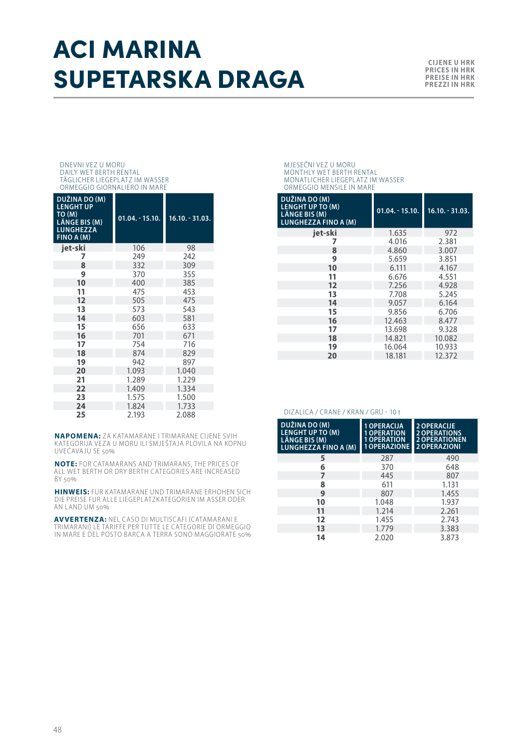# ACI MARINA SUPETARSKA DRAGA

CIJENE U HRK
PRICES IN HRK
PREISE IN HRK
PREZZI IN HRK

DNEVNI VEZ U MORU
DAILY WET BERTH RENTAL
TÄGLICHER LIEGEPLATZ IM WASSER
ORMEGGIO GIORNALIERO IN MARE

| DUŽINA DO (M) LENGHT UP TO (M) LÄNGE BIS (M) LUNGHEZZA FINO A (M) | 01.04. - 15.10. | 16.10. - 31.03. |
|---|---|---|
| jet-ski | 106 | 98 |
| 7 | 249 | 242 |
| 8 | 332 | 309 |
| 9 | 370 | 355 |
| 10 | 400 | 385 |
| 11 | 475 | 453 |
| 12 | 505 | 475 |
| 13 | 573 | 543 |
| 14 | 603 | 581 |
| 15 | 656 | 633 |
| 16 | 701 | 671 |
| 17 | 754 | 716 |
| 18 | 874 | 829 |
| 19 | 942 | 897 |
| 20 | 1.093 | 1.040 |
| 21 | 1.289 | 1.229 |
| 22 | 1.409 | 1.334 |
| 23 | 1.575 | 1.500 |
| 24 | 1.824 | 1.733 |
| 25 | 2.193 | 2.088 |

**NAPOMENA:** ZA KATAMARANE I TRIMARANE CIJENE SVIH KATEGORIJA VEZA U MORU ILI SMJEŠTAJA PLOVILA NA KOPNU UVEĆAVAJU SE 50%

**NOTE:** FOR CATAMARANS AND TRIMARANS, THE PRICES OF ALL WET BERTH OR DRY BERTH CATEGORIES ARE INCREASED BY 50%

**HINWEIS:** FUR KATAMARANE UND TRIMARANE ERHOHEN SICH DIE PREISE FUR ALLE LIEGEPLATZKATEGORIEN IM ASSER ODER AN LAND UM 50%

**AVVERTENZA:** NEL CASO DI MULTISCAFI (CATAMARANI E TRIMARANI) LE TARIFFE PER TUTTE LE CATEGORIE DI ORMEGGIO IN MARE E DEL POSTO BARCA A TERRA SONO MAGGIORATE 50%

MJESEČNI VEZ U MORU
MONTHLY WET BERTH RENTAL
MONATLICHER LIEGEPLATZ IM WASSER
ORMEGGIO MENSILE IN MARE

| DUŽINA DO (M) LENGHT UP TO (M) LÄNGE BIS (M) LUNGHEZZA FINO A (M) | 01.04. - 15.10. | 16.10. - 31.03. |
|---|---|---|
| jet-ski | 1.635 | 972 |
| 7 | 4.016 | 2.381 |
| 8 | 4.860 | 3.007 |
| 9 | 5.659 | 3.851 |
| 10 | 6.111 | 4.167 |
| 11 | 6.676 | 4.551 |
| 12 | 7.256 | 4.928 |
| 13 | 7.708 | 5.245 |
| 14 | 9.057 | 6.164 |
| 15 | 9.856 | 6.706 |
| 16 | 12.463 | 8.477 |
| 17 | 13.698 | 9.328 |
| 18 | 14.821 | 10.082 |
| 19 | 16.064 | 10.933 |
| 20 | 18.181 | 12.372 |

DIZALICA / CRANE / KRAN / GRU - 10 t

| DUŽINA DO (M) LENGHT UP TO (M) LÄNGE BIS (M) LUNGHEZZA FINO A (M) | 1 OPERACIJA 1 OPERATION 1 OPERATION 1 OPERAZIONE | 2 OPERACIJE 2 OPERATIONS 2 OPERATIONEN 2 OPERAZIONI |
|---|---|---|
| 5 | 287 | 490 |
| 6 | 370 | 648 |
| 7 | 445 | 807 |
| 8 | 611 | 1.131 |
| 9 | 807 | 1.455 |
| 10 | 1.048 | 1.937 |
| 11 | 1.214 | 2.261 |
| 12 | 1.455 | 2.743 |
| 13 | 1.779 | 3.383 |
| 14 | 2.020 | 3.873 |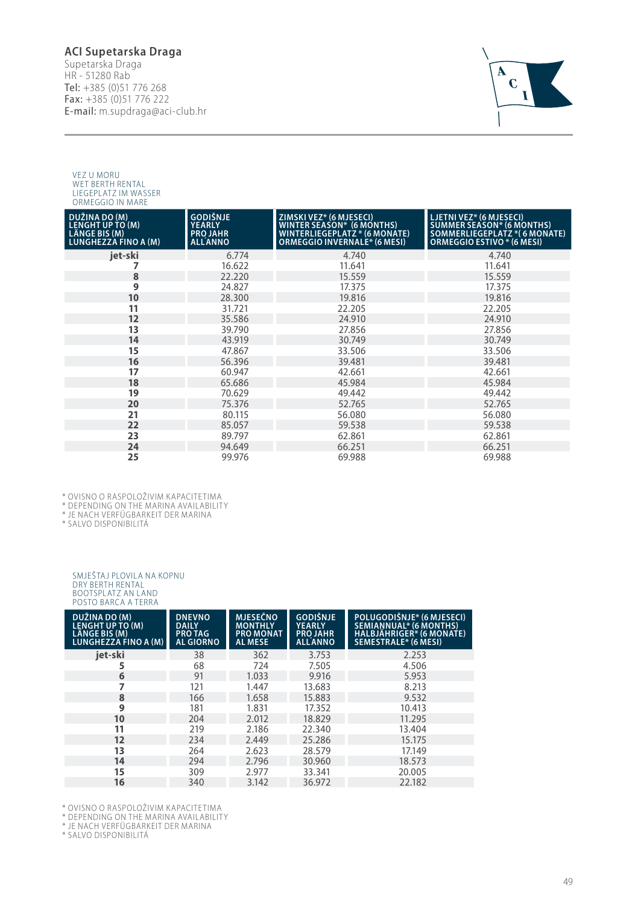## ACI Supetarska Draga

Supetarska Draga
HR - 51280 Rab
**Tel:** +385 (0)51 776 268
**Fax:** +385 (0)51 776 222
**E-mail:** m.supdraga@aci-club.hr

VEZ U MORU
WET BERTH RENTAL
LIEGEPLATZ IM WASSER
ORMEGGIO IN MARE

| DUŽINA DO (M) LENGHT UP TO (M) LÄNGE BIS (M) LUNGHEZZA FINO A (M) | GODIŠNJE YEARLY PRO JAHR ALL'ANNO | ZIMSKI VEZ* (6 MJESECI) WINTER SEASON* (6 MONTHS) WINTERLIEGEPLATZ * (6 MONATE) ORMEGGIO INVERNALE* (6 MESI) | LJETNI VEZ* (6 MJESECI) SUMMER SEASON* (6 MONTHS) SOMMERLIEGEPLATZ *( 6 MONATE) ORMEGGIO ESTIVO * (6 MESI) |
|---|---|---|---|
| **jet-ski** | 6.774 | 4.740 | 4.740 |
| **7** | 16.622 | 11.641 | 11.641 |
| **8** | 22.220 | 15.559 | 15.559 |
| **9** | 24.827 | 17.375 | 17.375 |
| **10** | 28.300 | 19.816 | 19.816 |
| **11** | 31.721 | 22.205 | 22.205 |
| **12** | 35.586 | 24.910 | 24.910 |
| **13** | 39.790 | 27.856 | 27.856 |
| **14** | 43.919 | 30.749 | 30.749 |
| **15** | 47.867 | 33.506 | 33.506 |
| **16** | 56.396 | 39.481 | 39.481 |
| **17** | 60.947 | 42.661 | 42.661 |
| **18** | 65.686 | 45.984 | 45.984 |
| **19** | 70.629 | 49.442 | 49.442 |
| **20** | 75.376 | 52.765 | 52.765 |
| **21** | 80.115 | 56.080 | 56.080 |
| **22** | 85.057 | 59.538 | 59.538 |
| **23** | 89.797 | 62.861 | 62.861 |
| **24** | 94.649 | 66.251 | 66.251 |
| **25** | 99.976 | 69.988 | 69.988 |

* OVISNO O RASPOLOŽIVIM KAPACITETIMA
* DEPENDING ON THE MARINA AVAILABILITY
* JE NACH VERFÜGBARKEIT DER MARINA
* SALVO DISPONIBILITÀ

SMJEŠTAJ PLOVILA NA KOPNU
DRY BERTH RENTAL
BOOTSPLATZ AN LAND
POSTO BARCA A TERRA

| DUŽINA DO (M) LENGHT UP TO (M) LÄNGE BIS (M) LUNGHEZZA FINO A (M) | DNEVNO DAILY PRO TAG AL GIORNO | MJESEČNO MONTHLY PRO MONAT AL MESE | GODIŠNJE YEARLY PRO JAHR ALL'ANNO | POLUGODIŠNJE* (6 MJESECI) SEMIANNUAL* (6 MONTHS) HALBJÄHRIGER* (6 MONATE) SEMESTRALE* (6 MESI) |
|---|---|---|---|---|
| **jet-ski** | 38 | 362 | 3.753 | 2.253 |
| **5** | 68 | 724 | 7.505 | 4.506 |
| **6** | 91 | 1.033 | 9.916 | 5.953 |
| **7** | 121 | 1.447 | 13.683 | 8.213 |
| **8** | 166 | 1.658 | 15.883 | 9.532 |
| **9** | 181 | 1.831 | 17.352 | 10.413 |
| **10** | 204 | 2.012 | 18.829 | 11.295 |
| **11** | 219 | 2.186 | 22.340 | 13.404 |
| **12** | 234 | 2.449 | 25.286 | 15.175 |
| **13** | 264 | 2.623 | 28.579 | 17.149 |
| **14** | 294 | 2.796 | 30.960 | 18.573 |
| **15** | 309 | 2.977 | 33.341 | 20.005 |
| **16** | 340 | 3.142 | 36.972 | 22.182 |

* OVISNO O RASPOLOŽIVIM KAPACITETIMA
* DEPENDING ON THE MARINA AVAILABILITY
* JE NACH VERFÜGBARKEIT DER MARINA
* SALVO DISPONIBILITÀ